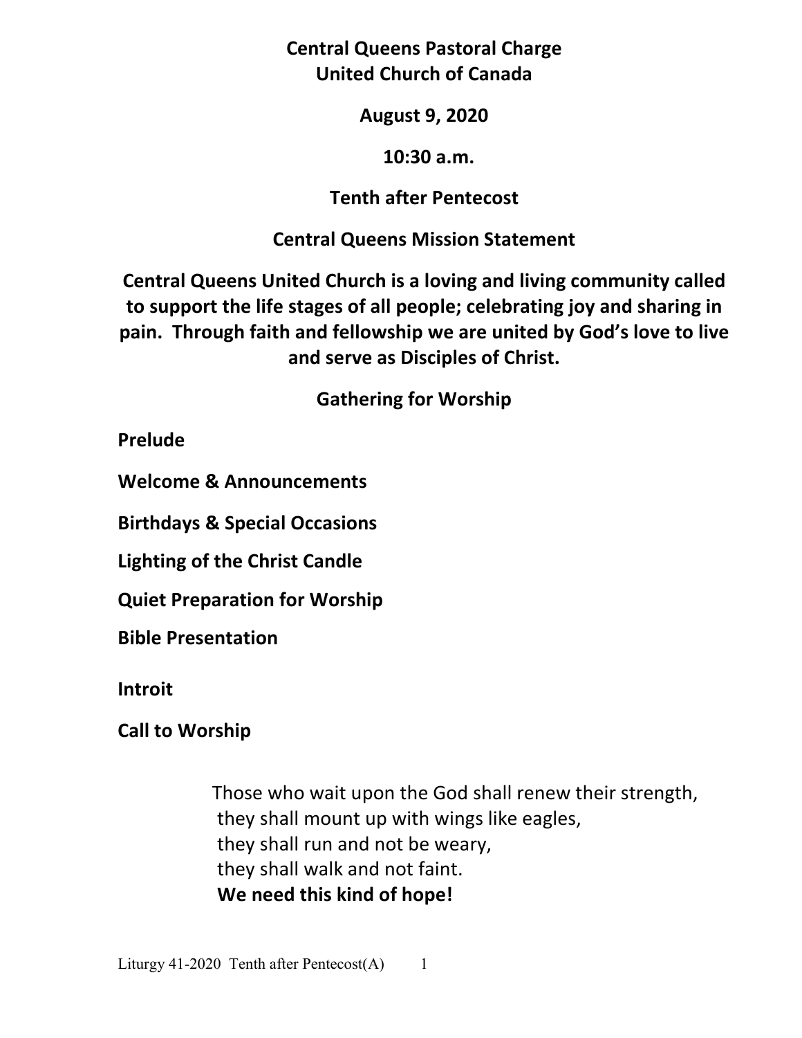# Central Queens Pastoral Charge
# United Church of Canada

**August 9, 2020**

**10:30 a.m.**

**Tenth after Pentecost**

## Central Queens Mission Statement

**Central Queens United Church is a loving and living community called to support the life stages of all people; celebrating joy and sharing in pain. Through faith and fellowship we are united by God's love to live and serve as Disciples of Christ.**

## Gathering for Worship

**Prelude**

**Welcome & Announcements**

**Birthdays & Special Occasions**

**Lighting of the Christ Candle**

**Quiet Preparation for Worship**

**Bible Presentation**

**Introit**

**Call to Worship**

Those who wait upon the God shall renew their strength,
they shall mount up with wings like eagles,
they shall run and not be weary,
they shall walk and not faint.
**We need this kind of hope!**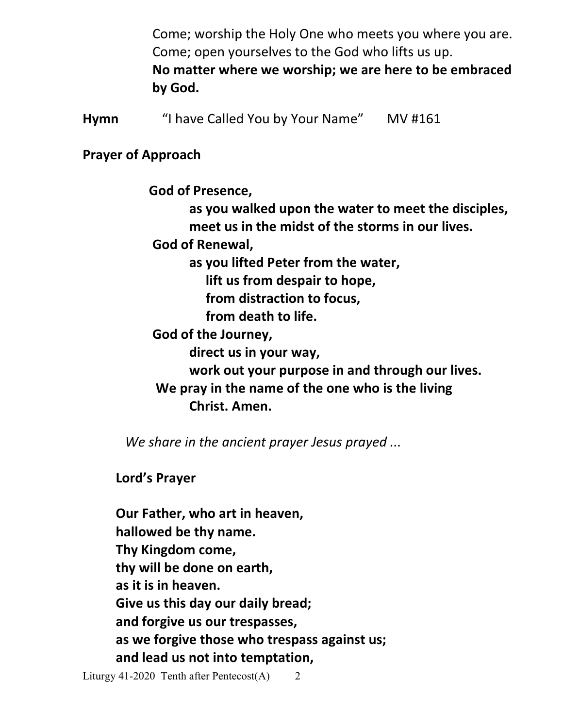Come; worship the Holy One who meets you where you are.
Come; open yourselves to the God who lifts us up.
**No matter where we worship; we are here to be embraced by God.**

**Hymn** "I have Called You by Your Name" MV #161

**Prayer of Approach**

**God of Presence,**
**as you walked upon the water to meet the disciples,**
**meet us in the midst of the storms in our lives.**
**God of Renewal,**
**as you lifted Peter from the water,**
**lift us from despair to hope,**
**from distraction to focus,**
**from death to life.**
**God of the Journey,**
**direct us in your way,**
**work out your purpose in and through our lives.**
**We pray in the name of the one who is the living Christ. Amen.**

*We share in the ancient prayer Jesus prayed ...*

**Lord's Prayer**

**Our Father, who art in heaven,**
**hallowed be thy name.**
**Thy Kingdom come,**
**thy will be done on earth,**
**as it is in heaven.**
**Give us this day our daily bread;**
**and forgive us our trespasses,**
**as we forgive those who trespass against us;**
**and lead us not into temptation,**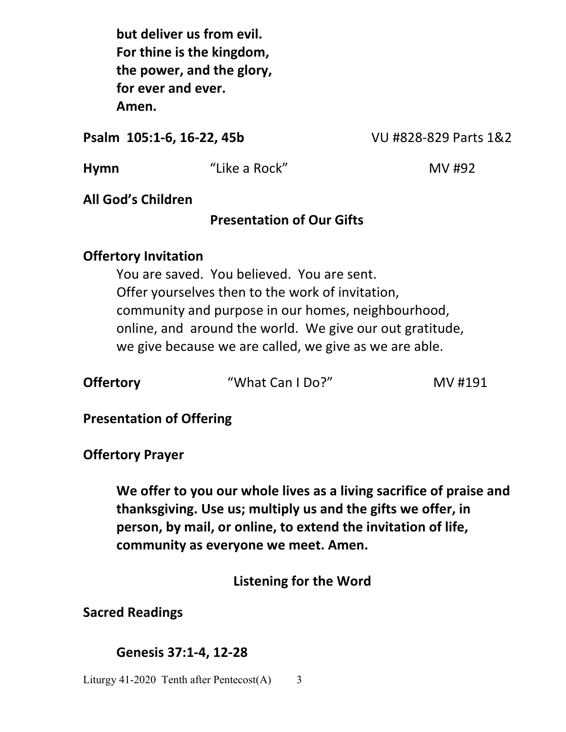**but deliver us from evil.**
**For thine is the kingdom,**
**the power, and the glory,**
**for ever and ever.**
**Amen.**

**Psalm 105:1-6, 16-22, 45b** VU #828-829 Parts 1&2

**Hymn** "Like a Rock" MV #92

**All God's Children**

## Presentation of Our Gifts

**Offertory Invitation**

You are saved. You believed. You are sent.
Offer yourselves then to the work of invitation,
community and purpose in our homes, neighbourhood,
online, and around the world. We give our out gratitude,
we give because we are called, we give as we are able.

**Offertory** "What Can I Do?" MV #191

**Presentation of Offering**

**Offertory Prayer**

**We offer to you our whole lives as a living sacrifice of praise and thanksgiving. Use us; multiply us and the gifts we offer, in person, by mail, or online, to extend the invitation of life, community as everyone we meet. Amen.**

## Listening for the Word

**Sacred Readings**

**Genesis 37:1-4, 12-28**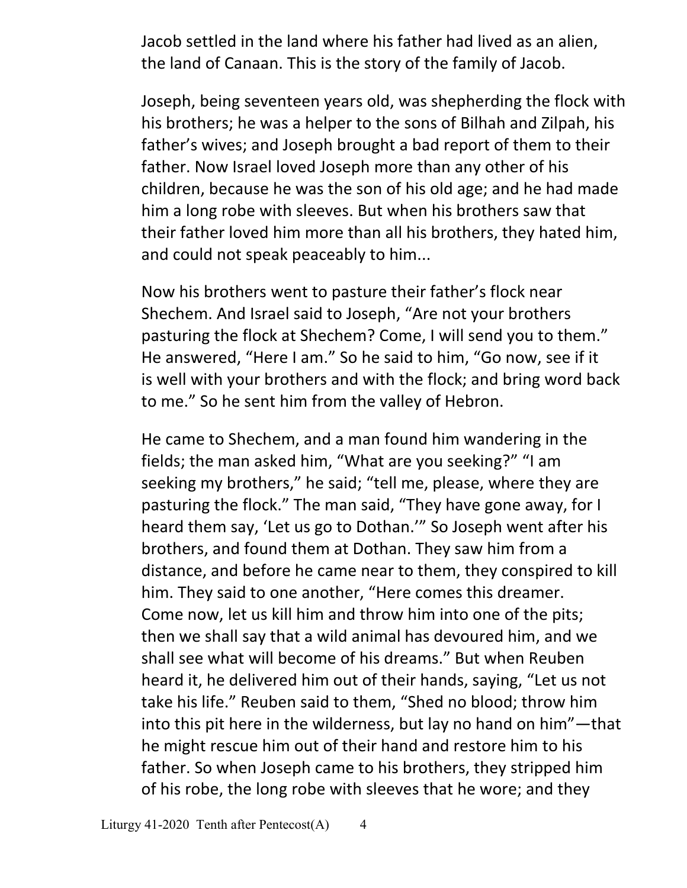Jacob settled in the land where his father had lived as an alien, the land of Canaan. This is the story of the family of Jacob.

Joseph, being seventeen years old, was shepherding the flock with his brothers; he was a helper to the sons of Bilhah and Zilpah, his father's wives; and Joseph brought a bad report of them to their father. Now Israel loved Joseph more than any other of his children, because he was the son of his old age; and he had made him a long robe with sleeves. But when his brothers saw that their father loved him more than all his brothers, they hated him, and could not speak peaceably to him...

Now his brothers went to pasture their father's flock near Shechem. And Israel said to Joseph, "Are not your brothers pasturing the flock at Shechem? Come, I will send you to them." He answered, "Here I am." So he said to him, "Go now, see if it is well with your brothers and with the flock; and bring word back to me." So he sent him from the valley of Hebron.

He came to Shechem, and a man found him wandering in the fields; the man asked him, "What are you seeking?" "I am seeking my brothers," he said; "tell me, please, where they are pasturing the flock." The man said, "They have gone away, for I heard them say, 'Let us go to Dothan.'" So Joseph went after his brothers, and found them at Dothan. They saw him from a distance, and before he came near to them, they conspired to kill him. They said to one another, "Here comes this dreamer. Come now, let us kill him and throw him into one of the pits; then we shall say that a wild animal has devoured him, and we shall see what will become of his dreams." But when Reuben heard it, he delivered him out of their hands, saying, "Let us not take his life." Reuben said to them, "Shed no blood; throw him into this pit here in the wilderness, but lay no hand on him"—that he might rescue him out of their hand and restore him to his father. So when Joseph came to his brothers, they stripped him of his robe, the long robe with sleeves that he wore; and they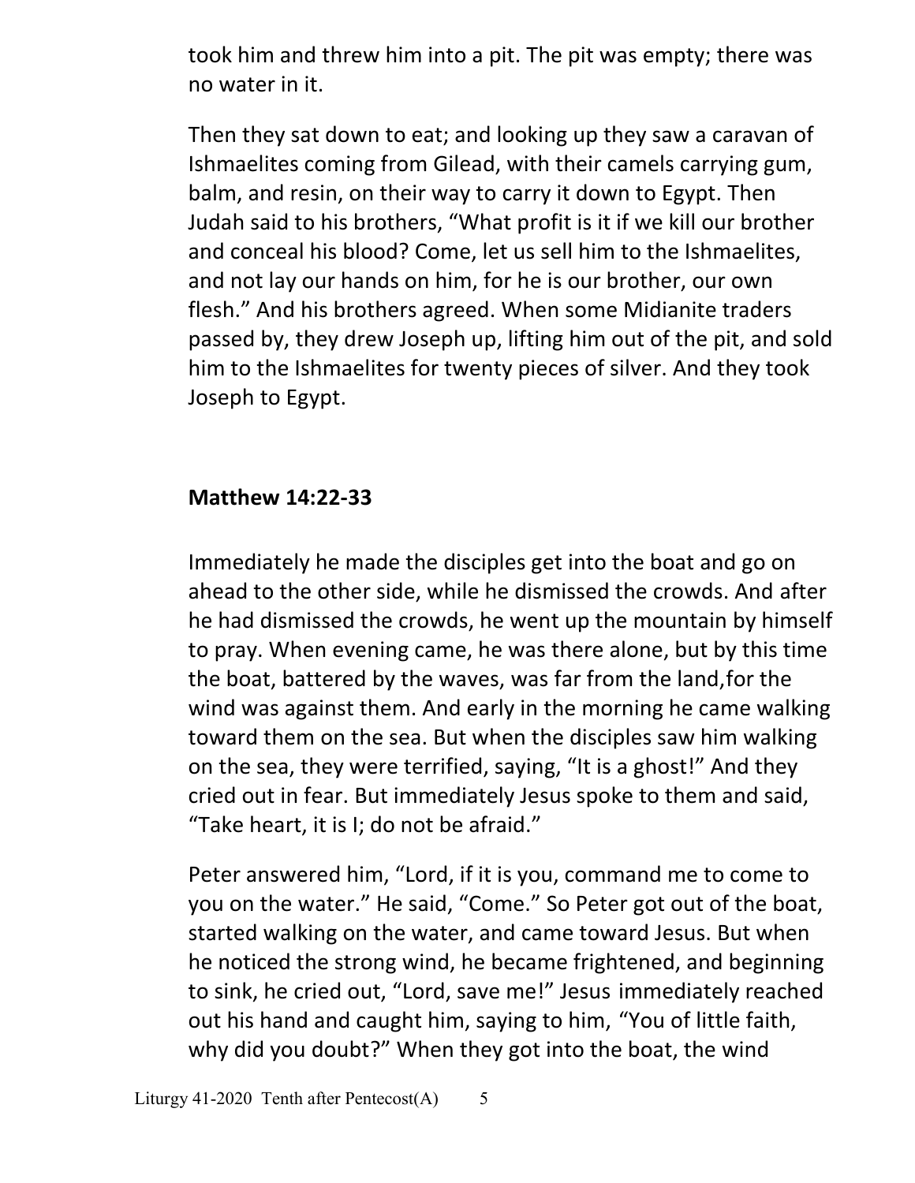took him and threw him into a pit. The pit was empty; there was no water in it.

Then they sat down to eat; and looking up they saw a caravan of Ishmaelites coming from Gilead, with their camels carrying gum, balm, and resin, on their way to carry it down to Egypt. Then Judah said to his brothers, “What profit is it if we kill our brother and conceal his blood? Come, let us sell him to the Ishmaelites, and not lay our hands on him, for he is our brother, our own flesh.” And his brothers agreed. When some Midianite traders passed by, they drew Joseph up, lifting him out of the pit, and sold him to the Ishmaelites for twenty pieces of silver. And they took Joseph to Egypt.

**Matthew 14:22-33**

Immediately he made the disciples get into the boat and go on ahead to the other side, while he dismissed the crowds. And after he had dismissed the crowds, he went up the mountain by himself to pray. When evening came, he was there alone, but by this time the boat, battered by the waves, was far from the land,for the wind was against them. And early in the morning he came walking toward them on the sea. But when the disciples saw him walking on the sea, they were terrified, saying, “It is a ghost!” And they cried out in fear. But immediately Jesus spoke to them and said, “Take heart, it is I; do not be afraid.”

Peter answered him, “Lord, if it is you, command me to come to you on the water.” He said, “Come.” So Peter got out of the boat, started walking on the water, and came toward Jesus. But when he noticed the strong wind, he became frightened, and beginning to sink, he cried out, “Lord, save me!” Jesus immediately reached out his hand and caught him, saying to him, “You of little faith, why did you doubt?” When they got into the boat, the wind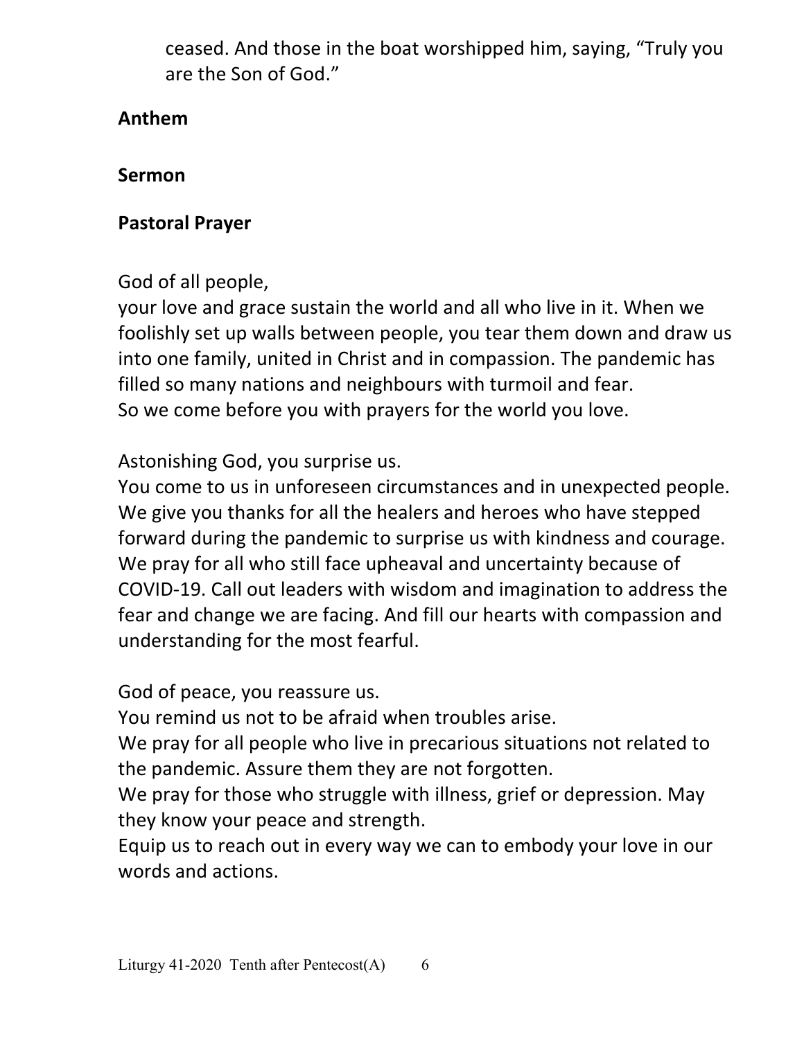ceased. And those in the boat worshipped him, saying, "Truly you are the Son of God."

**Anthem**

**Sermon**

**Pastoral Prayer**

God of all people,
your love and grace sustain the world and all who live in it. When we foolishly set up walls between people, you tear them down and draw us into one family, united in Christ and in compassion. The pandemic has filled so many nations and neighbours with turmoil and fear.
So we come before you with prayers for the world you love.

Astonishing God, you surprise us.
You come to us in unforeseen circumstances and in unexpected people. We give you thanks for all the healers and heroes who have stepped forward during the pandemic to surprise us with kindness and courage. We pray for all who still face upheaval and uncertainty because of COVID-19. Call out leaders with wisdom and imagination to address the fear and change we are facing. And fill our hearts with compassion and understanding for the most fearful.

God of peace, you reassure us.
You remind us not to be afraid when troubles arise.
We pray for all people who live in precarious situations not related to the pandemic. Assure them they are not forgotten.
We pray for those who struggle with illness, grief or depression. May they know your peace and strength.
Equip us to reach out in every way we can to embody your love in our words and actions.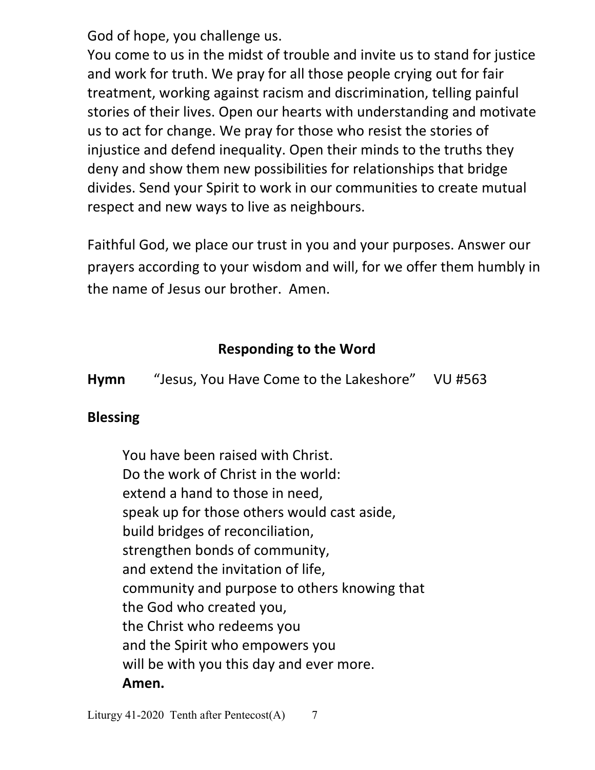God of hope, you challenge us.
You come to us in the midst of trouble and invite us to stand for justice and work for truth. We pray for all those people crying out for fair treatment, working against racism and discrimination, telling painful stories of their lives. Open our hearts with understanding and motivate us to act for change. We pray for those who resist the stories of injustice and defend inequality. Open their minds to the truths they deny and show them new possibilities for relationships that bridge divides. Send your Spirit to work in our communities to create mutual respect and new ways to live as neighbours.

Faithful God, we place our trust in you and your purposes. Answer our prayers according to your wisdom and will, for we offer them humbly in the name of Jesus our brother. Amen.

## Responding to the Word

**Hymn** "Jesus, You Have Come to the Lakeshore" VU #563

**Blessing**

You have been raised with Christ.
Do the work of Christ in the world:
extend a hand to those in need,
speak up for those others would cast aside,
build bridges of reconciliation,
strengthen bonds of community,
and extend the invitation of life,
community and purpose to others knowing that
the God who created you,
the Christ who redeems you
and the Spirit who empowers you
will be with you this day and ever more.
**Amen.**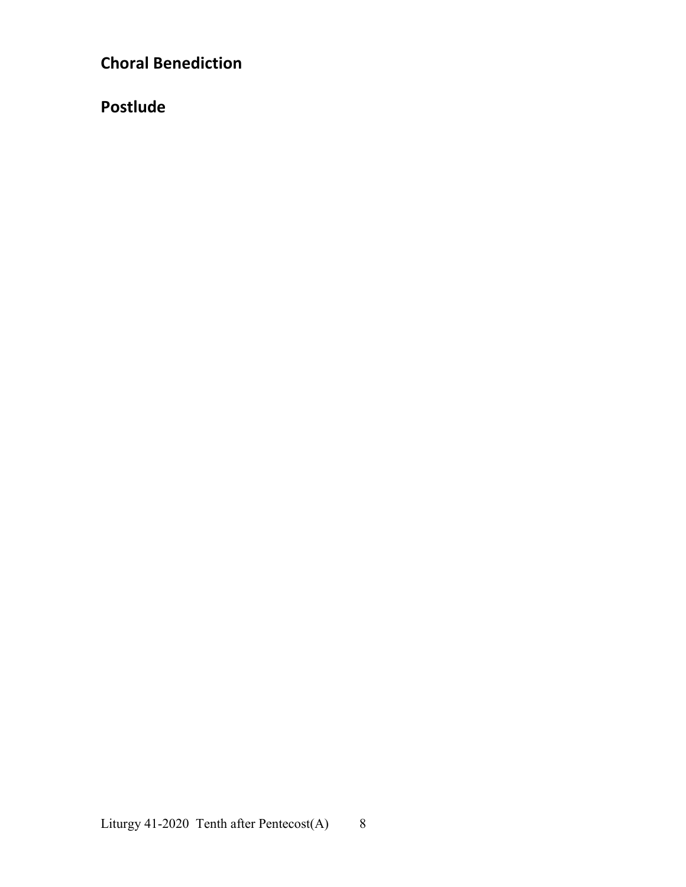## Choral Benediction

## Postlude